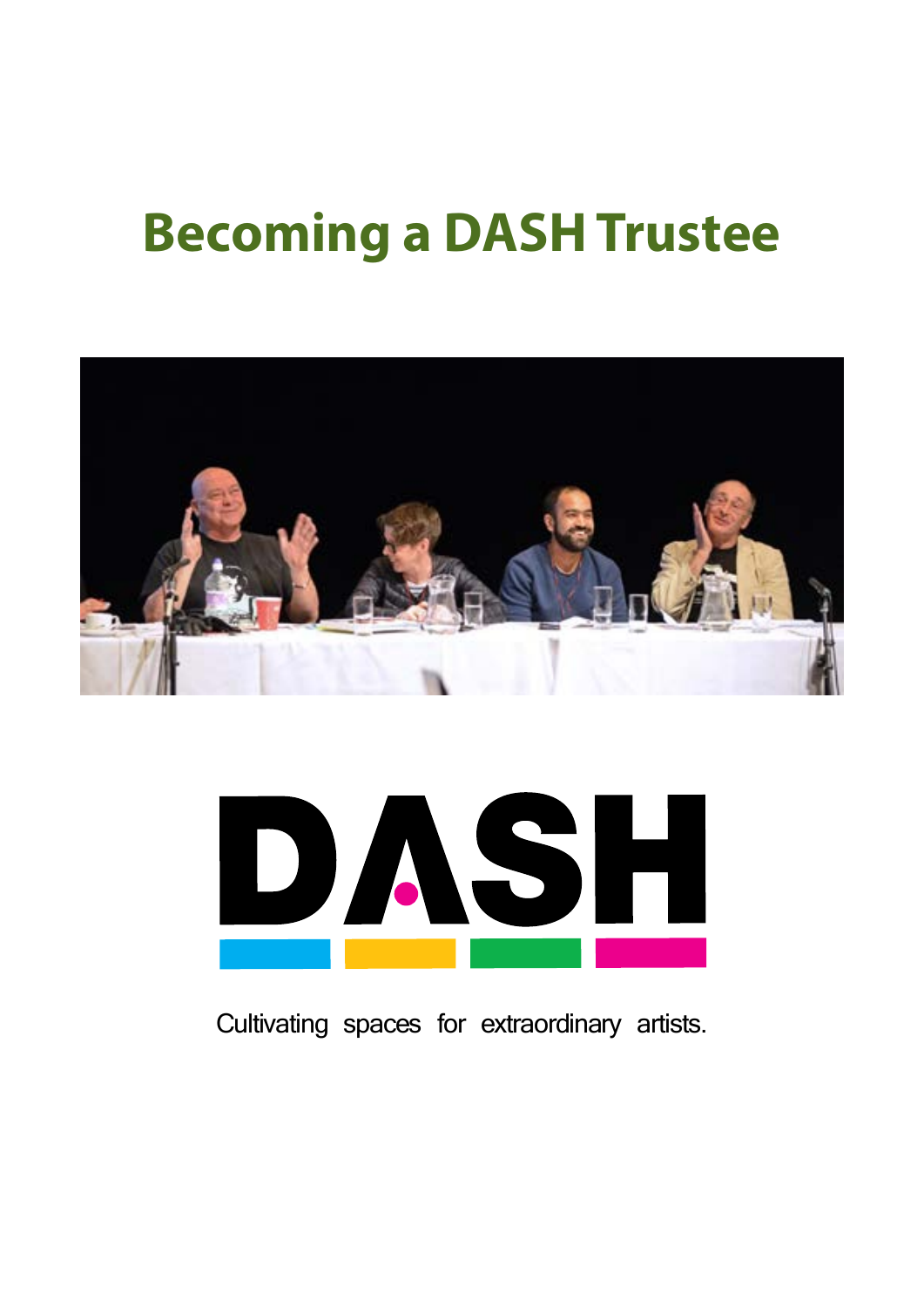# Becoming a DASH Trustee

DASH

Cultivating spaces for extraordinary artists.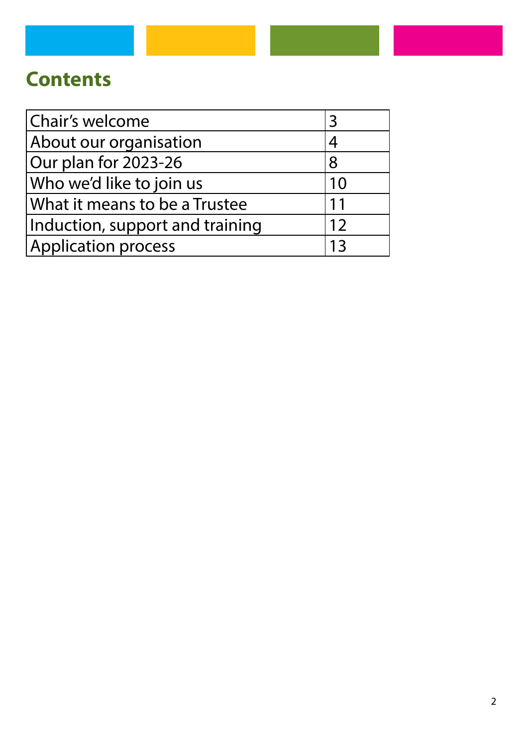# Contents

| | |
|---|---|
| Chair's welcome | 3 |
| About our organisation | 4 |
| Our plan for 2023-26 | 8 |
| Who we'd like to join us | 10 |
| What it means to be a Trustee | 11 |
| Induction, support and training | 12 |
| Application process | 13 |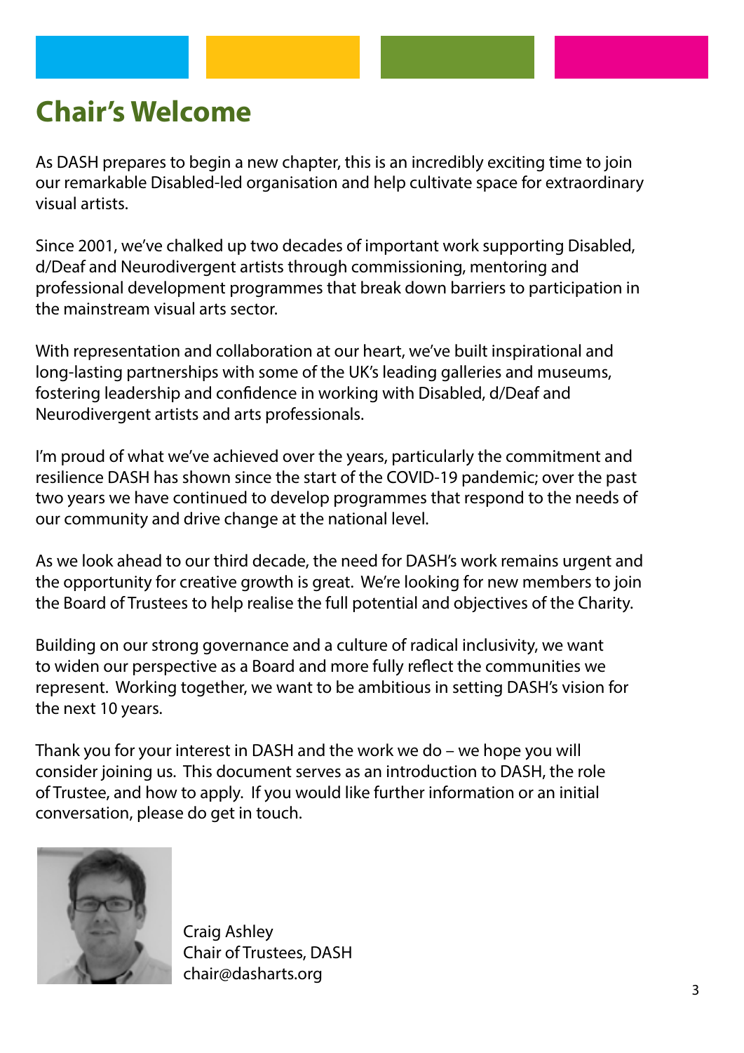# Chair's Welcome

As DASH prepares to begin a new chapter, this is an incredibly exciting time to join our remarkable Disabled-led organisation and help cultivate space for extraordinary visual artists.

Since 2001, we've chalked up two decades of important work supporting Disabled, d/Deaf and Neurodivergent artists through commissioning, mentoring and professional development programmes that break down barriers to participation in the mainstream visual arts sector.

With representation and collaboration at our heart, we've built inspirational and long-lasting partnerships with some of the UK's leading galleries and museums, fostering leadership and confidence in working with Disabled, d/Deaf and Neurodivergent artists and arts professionals.

I'm proud of what we've achieved over the years, particularly the commitment and resilience DASH has shown since the start of the COVID-19 pandemic; over the past two years we have continued to develop programmes that respond to the needs of our community and drive change at the national level.

As we look ahead to our third decade, the need for DASH's work remains urgent and the opportunity for creative growth is great. We're looking for new members to join the Board of Trustees to help realise the full potential and objectives of the Charity.

Building on our strong governance and a culture of radical inclusivity, we want to widen our perspective as a Board and more fully reflect the communities we represent. Working together, we want to be ambitious in setting DASH's vision for the next 10 years.

Thank you for your interest in DASH and the work we do – we hope you will consider joining us. This document serves as an introduction to DASH, the role of Trustee, and how to apply. If you would like further information or an initial conversation, please do get in touch.

Craig Ashley
Chair of Trustees, DASH
chair@dasharts.org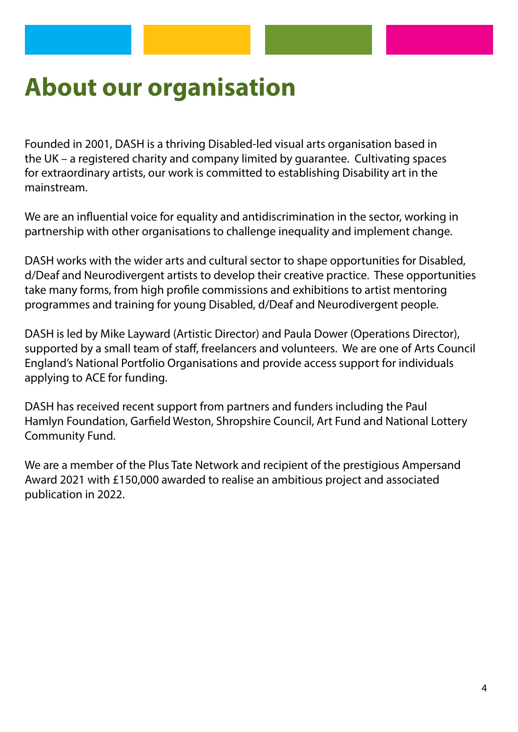# About our organisation

Founded in 2001, DASH is a thriving Disabled-led visual arts organisation based in the UK – a registered charity and company limited by guarantee. Cultivating spaces for extraordinary artists, our work is committed to establishing Disability art in the mainstream.

We are an influential voice for equality and antidiscrimination in the sector, working in partnership with other organisations to challenge inequality and implement change.

DASH works with the wider arts and cultural sector to shape opportunities for Disabled, d/Deaf and Neurodivergent artists to develop their creative practice. These opportunities take many forms, from high profile commissions and exhibitions to artist mentoring programmes and training for young Disabled, d/Deaf and Neurodivergent people.

DASH is led by Mike Layward (Artistic Director) and Paula Dower (Operations Director), supported by a small team of staff, freelancers and volunteers. We are one of Arts Council England's National Portfolio Organisations and provide access support for individuals applying to ACE for funding.

DASH has received recent support from partners and funders including the Paul Hamlyn Foundation, Garfield Weston, Shropshire Council, Art Fund and National Lottery Community Fund.

We are a member of the Plus Tate Network and recipient of the prestigious Ampersand Award 2021 with £150,000 awarded to realise an ambitious project and associated publication in 2022.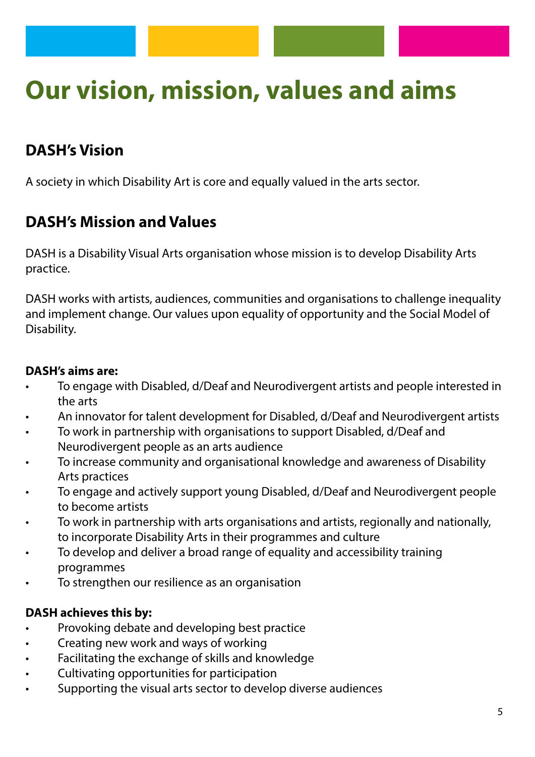# Our vision, mission, values and aims

## DASH's Vision

A society in which Disability Art is core and equally valued in the arts sector.

## DASH's Mission and Values

DASH is a Disability Visual Arts organisation whose mission is to develop Disability Arts practice.

DASH works with artists, audiences, communities and organisations to challenge inequality and implement change. Our values upon equality of opportunity and the Social Model of Disability.

**DASH's aims are:**

- To engage with Disabled, d/Deaf and Neurodivergent artists and people interested in the arts
- An innovator for talent development for Disabled, d/Deaf and Neurodivergent artists
- To work in partnership with organisations to support Disabled, d/Deaf and Neurodivergent people as an arts audience
- To increase community and organisational knowledge and awareness of Disability Arts practices
- To engage and actively support young Disabled, d/Deaf and Neurodivergent people to become artists
- To work in partnership with arts organisations and artists, regionally and nationally, to incorporate Disability Arts in their programmes and culture
- To develop and deliver a broad range of equality and accessibility training programmes
- To strengthen our resilience as an organisation

**DASH achieves this by:**

- Provoking debate and developing best practice
- Creating new work and ways of working
- Facilitating the exchange of skills and knowledge
- Cultivating opportunities for participation
- Supporting the visual arts sector to develop diverse audiences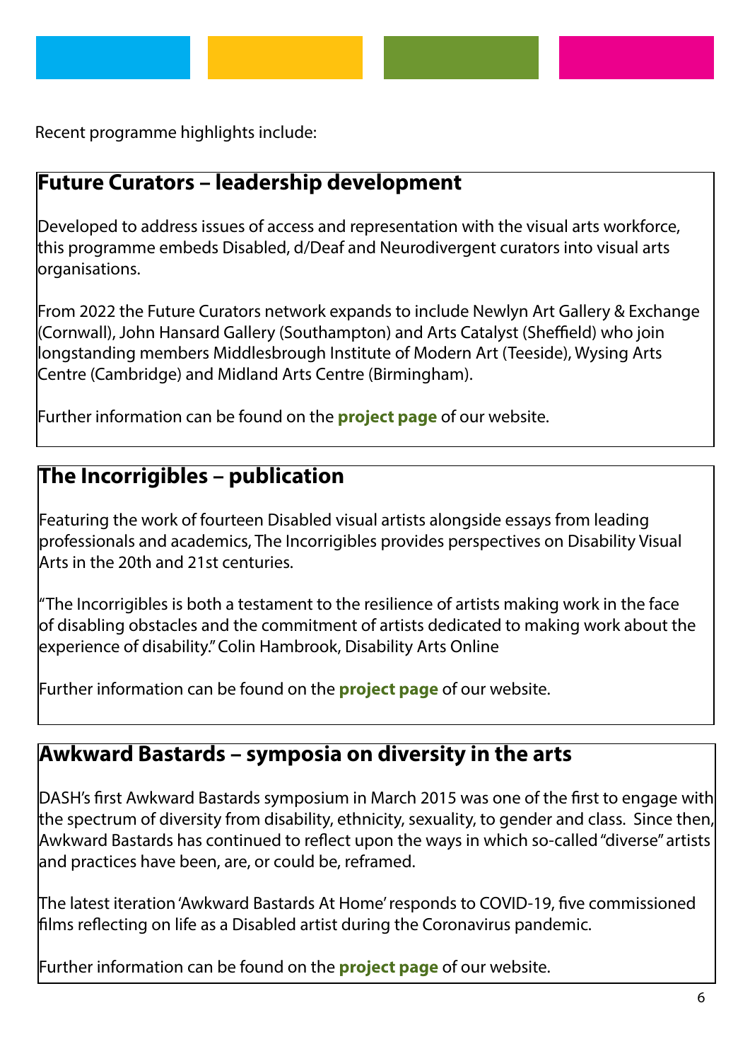Recent programme highlights include:

## Future Curators – leadership development

Developed to address issues of access and representation with the visual arts workforce, this programme embeds Disabled, d/Deaf and Neurodivergent curators into visual arts organisations.

From 2022 the Future Curators network expands to include Newlyn Art Gallery & Exchange (Cornwall), John Hansard Gallery (Southampton) and Arts Catalyst (Sheffield) who join longstanding members Middlesbrough Institute of Modern Art (Teeside), Wysing Arts Centre (Cambridge) and Midland Arts Centre (Birmingham).

Further information can be found on the **project page** of our website.

## The Incorrigibles – publication

Featuring the work of fourteen Disabled visual artists alongside essays from leading professionals and academics, The Incorrigibles provides perspectives on Disability Visual Arts in the 20th and 21st centuries.

"The Incorrigibles is both a testament to the resilience of artists making work in the face of disabling obstacles and the commitment of artists dedicated to making work about the experience of disability." Colin Hambrook, Disability Arts Online

Further information can be found on the **project page** of our website.

## Awkward Bastards – symposia on diversity in the arts

DASH's first Awkward Bastards symposium in March 2015 was one of the first to engage with the spectrum of diversity from disability, ethnicity, sexuality, to gender and class. Since then, Awkward Bastards has continued to reflect upon the ways in which so-called "diverse" artists and practices have been, are, or could be, reframed.

The latest iteration 'Awkward Bastards At Home' responds to COVID-19, five commissioned films reflecting on life as a Disabled artist during the Coronavirus pandemic.

Further information can be found on the **project page** of our website.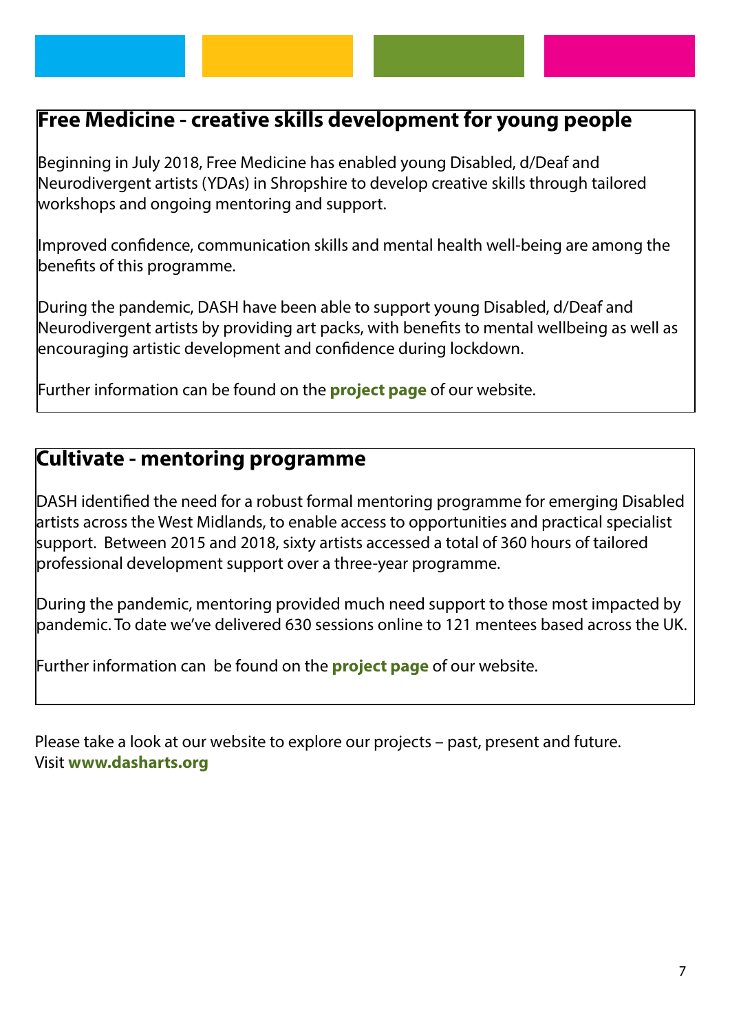## Free Medicine - creative skills development for young people

Beginning in July 2018, Free Medicine has enabled young Disabled, d/Deaf and Neurodivergent artists (YDAs) in Shropshire to develop creative skills through tailored workshops and ongoing mentoring and support.

Improved confidence, communication skills and mental health well-being are among the benefits of this programme.

During the pandemic, DASH have been able to support young Disabled, d/Deaf and Neurodivergent artists by providing art packs, with benefits to mental wellbeing as well as encouraging artistic development and confidence during lockdown.

Further information can be found on the **project page** of our website.

## Cultivate - mentoring programme

DASH identified the need for a robust formal mentoring programme for emerging Disabled artists across the West Midlands, to enable access to opportunities and practical specialist support. Between 2015 and 2018, sixty artists accessed a total of 360 hours of tailored professional development support over a three-year programme.

During the pandemic, mentoring provided much need support to those most impacted by pandemic. To date we've delivered 630 sessions online to 121 mentees based across the UK.

Further information can be found on the **project page** of our website.

Please take a look at our website to explore our projects – past, present and future.
Visit **www.dasharts.org**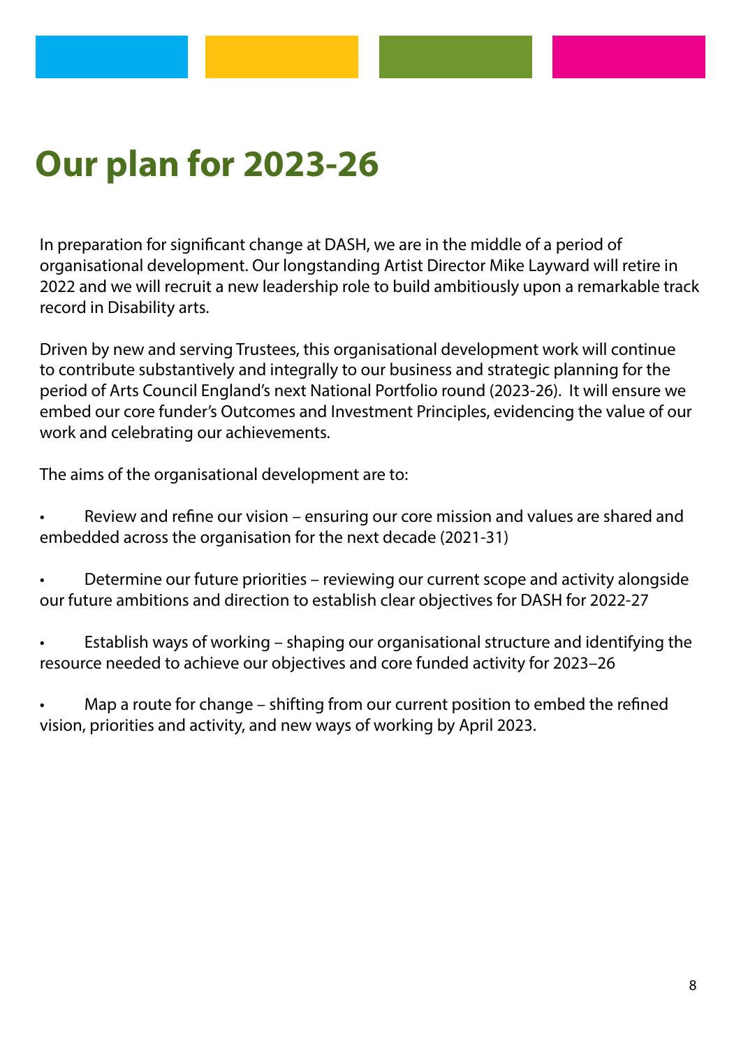# Our plan for 2023-26

In preparation for significant change at DASH, we are in the middle of a period of organisational development. Our longstanding Artist Director Mike Layward will retire in 2022 and we will recruit a new leadership role to build ambitiously upon a remarkable track record in Disability arts.

Driven by new and serving Trustees, this organisational development work will continue to contribute substantively and integrally to our business and strategic planning for the period of Arts Council England's next National Portfolio round (2023-26). It will ensure we embed our core funder's Outcomes and Investment Principles, evidencing the value of our work and celebrating our achievements.

The aims of the organisational development are to:

- Review and refine our vision – ensuring our core mission and values are shared and embedded across the organisation for the next decade (2021-31)
- Determine our future priorities – reviewing our current scope and activity alongside our future ambitions and direction to establish clear objectives for DASH for 2022-27
- Establish ways of working – shaping our organisational structure and identifying the resource needed to achieve our objectives and core funded activity for 2023–26
- Map a route for change – shifting from our current position to embed the refined vision, priorities and activity, and new ways of working by April 2023.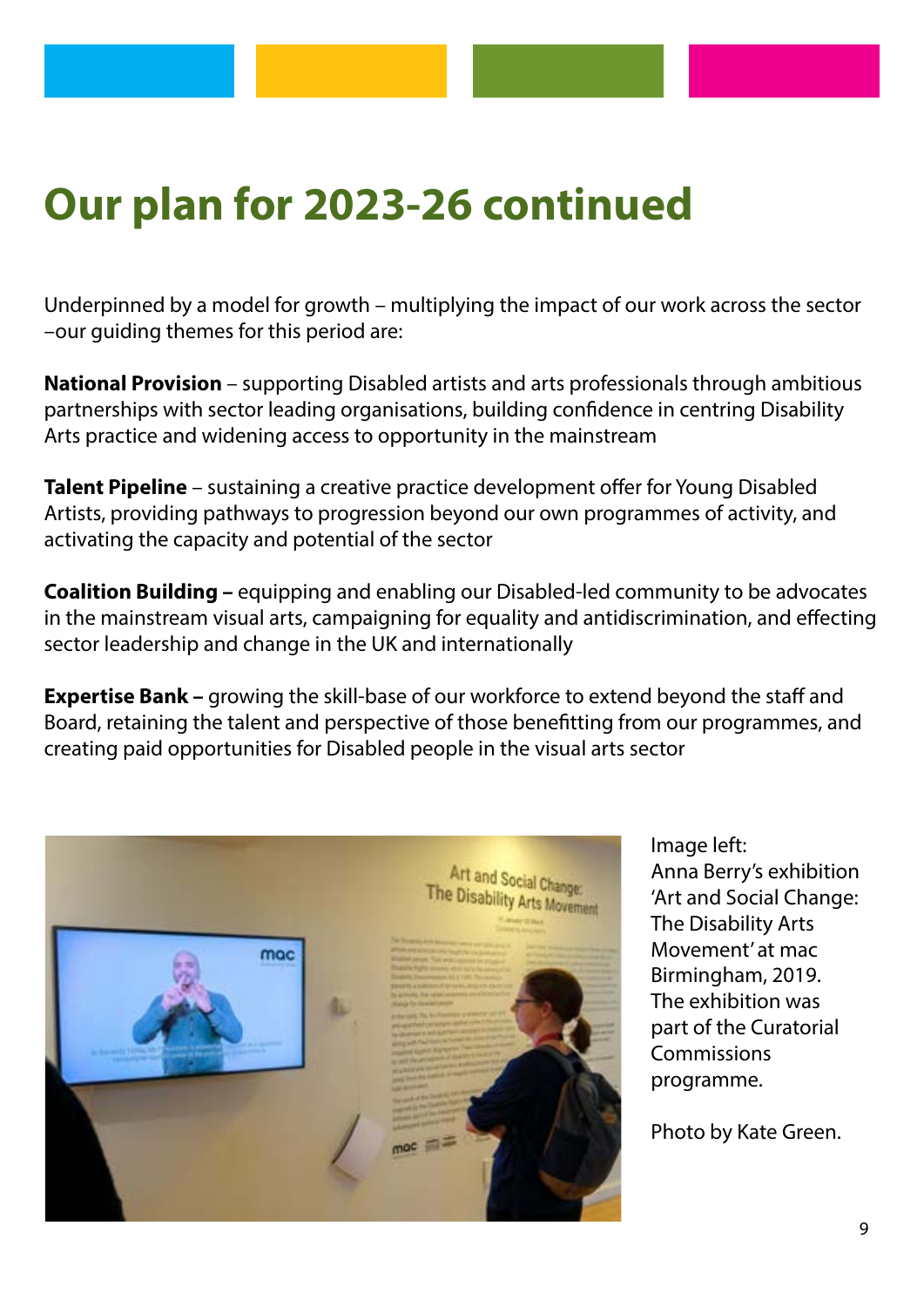# Our plan for 2023-26 continued

Underpinned by a model for growth – multiplying the impact of our work across the sector –our guiding themes for this period are:

**National Provision** – supporting Disabled artists and arts professionals through ambitious partnerships with sector leading organisations, building confidence in centring Disability Arts practice and widening access to opportunity in the mainstream

**Talent Pipeline** – sustaining a creative practice development offer for Young Disabled Artists, providing pathways to progression beyond our own programmes of activity, and activating the capacity and potential of the sector

**Coalition Building –** equipping and enabling our Disabled-led community to be advocates in the mainstream visual arts, campaigning for equality and antidiscrimination, and effecting sector leadership and change in the UK and internationally

**Expertise Bank –** growing the skill-base of our workforce to extend beyond the staff and Board, retaining the talent and perspective of those benefitting from our programmes, and creating paid opportunities for Disabled people in the visual arts sector

Image left:
Anna Berry's exhibition 'Art and Social Change: The Disability Arts Movement' at mac Birmingham, 2019. The exhibition was part of the Curatorial Commissions programme.

Photo by Kate Green.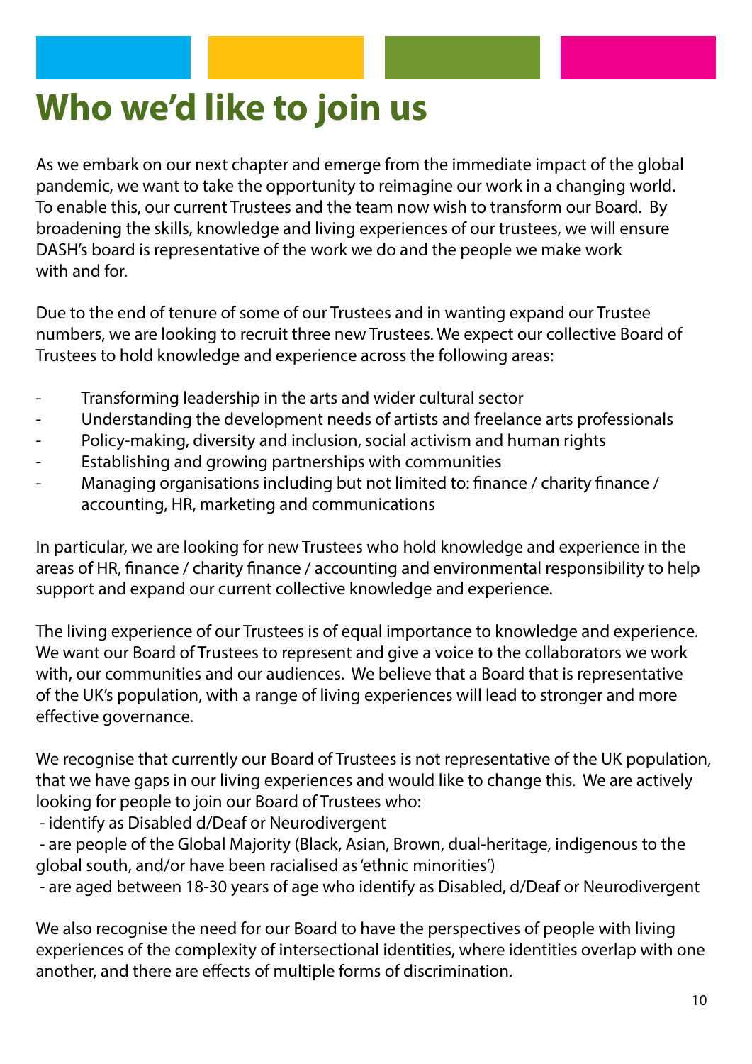# Who we'd like to join us

As we embark on our next chapter and emerge from the immediate impact of the global pandemic, we want to take the opportunity to reimagine our work in a changing world. To enable this, our current Trustees and the team now wish to transform our Board. By broadening the skills, knowledge and living experiences of our trustees, we will ensure DASH's board is representative of the work we do and the people we make work with and for.

Due to the end of tenure of some of our Trustees and in wanting expand our Trustee numbers, we are looking to recruit three new Trustees. We expect our collective Board of Trustees to hold knowledge and experience across the following areas:

- Transforming leadership in the arts and wider cultural sector
- Understanding the development needs of artists and freelance arts professionals
- Policy-making, diversity and inclusion, social activism and human rights
- Establishing and growing partnerships with communities
- Managing organisations including but not limited to: finance / charity finance / accounting, HR, marketing and communications

In particular, we are looking for new Trustees who hold knowledge and experience in the areas of HR, finance / charity finance / accounting and environmental responsibility to help support and expand our current collective knowledge and experience.

The living experience of our Trustees is of equal importance to knowledge and experience. We want our Board of Trustees to represent and give a voice to the collaborators we work with, our communities and our audiences. We believe that a Board that is representative of the UK's population, with a range of living experiences will lead to stronger and more effective governance.

We recognise that currently our Board of Trustees is not representative of the UK population, that we have gaps in our living experiences and would like to change this. We are actively looking for people to join our Board of Trustees who:

- identify as Disabled d/Deaf or Neurodivergent
- are people of the Global Majority (Black, Asian, Brown, dual-heritage, indigenous to the global south, and/or have been racialised as 'ethnic minorities')
- are aged between 18-30 years of age who identify as Disabled, d/Deaf or Neurodivergent

We also recognise the need for our Board to have the perspectives of people with living experiences of the complexity of intersectional identities, where identities overlap with one another, and there are effects of multiple forms of discrimination.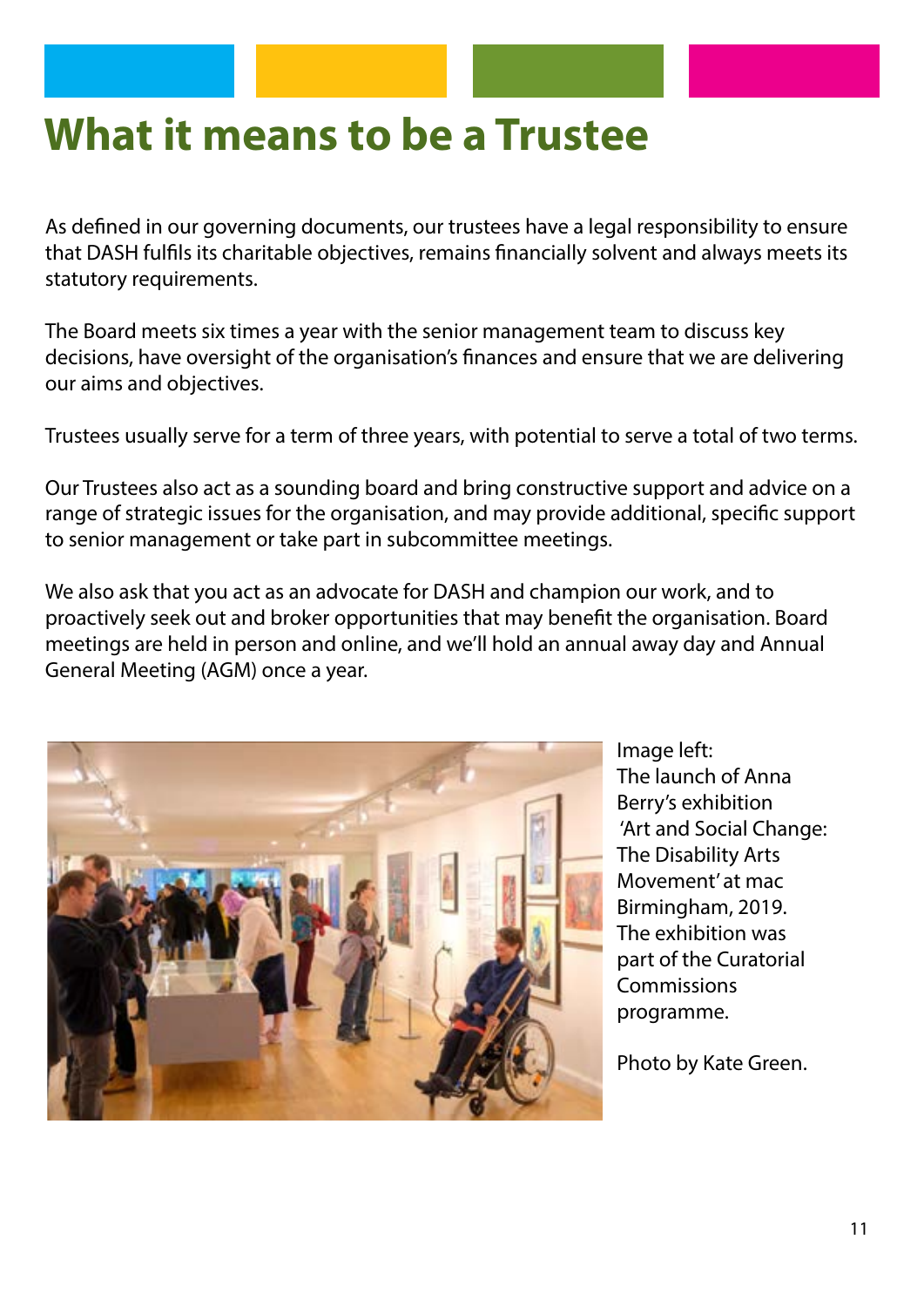# What it means to be a Trustee

As defined in our governing documents, our trustees have a legal responsibility to ensure that DASH fulfils its charitable objectives, remains financially solvent and always meets its statutory requirements.

The Board meets six times a year with the senior management team to discuss key decisions, have oversight of the organisation's finances and ensure that we are delivering our aims and objectives.

Trustees usually serve for a term of three years, with potential to serve a total of two terms.

Our Trustees also act as a sounding board and bring constructive support and advice on a range of strategic issues for the organisation, and may provide additional, specific support to senior management or take part in subcommittee meetings.

We also ask that you act as an advocate for DASH and champion our work, and to proactively seek out and broker opportunities that may benefit the organisation. Board meetings are held in person and online, and we'll hold an annual away day and Annual General Meeting (AGM) once a year.

Image left:
The launch of Anna Berry's exhibition 'Art and Social Change: The Disability Arts Movement' at mac Birmingham, 2019. The exhibition was part of the Curatorial Commissions programme.

Photo by Kate Green.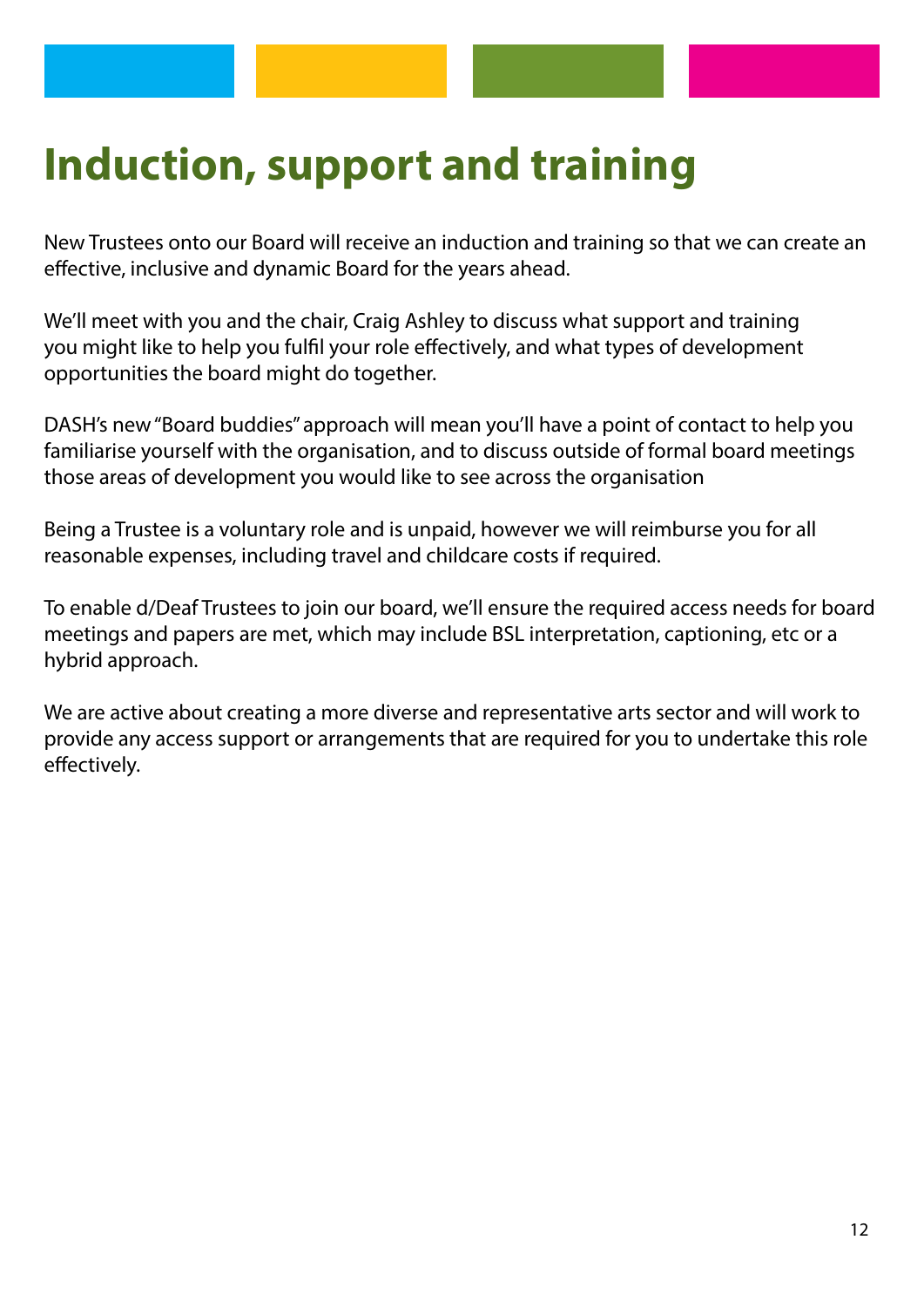# Induction, support and training

New Trustees onto our Board will receive an induction and training so that we can create an effective, inclusive and dynamic Board for the years ahead.

We'll meet with you and the chair, Craig Ashley to discuss what support and training you might like to help you fulfil your role effectively, and what types of development opportunities the board might do together.

DASH's new "Board buddies" approach will mean you'll have a point of contact to help you familiarise yourself with the organisation, and to discuss outside of formal board meetings those areas of development you would like to see across the organisation

Being a Trustee is a voluntary role and is unpaid, however we will reimburse you for all reasonable expenses, including travel and childcare costs if required.

To enable d/Deaf Trustees to join our board, we'll ensure the required access needs for board meetings and papers are met, which may include BSL interpretation, captioning, etc or a hybrid approach.

We are active about creating a more diverse and representative arts sector and will work to provide any access support or arrangements that are required for you to undertake this role effectively.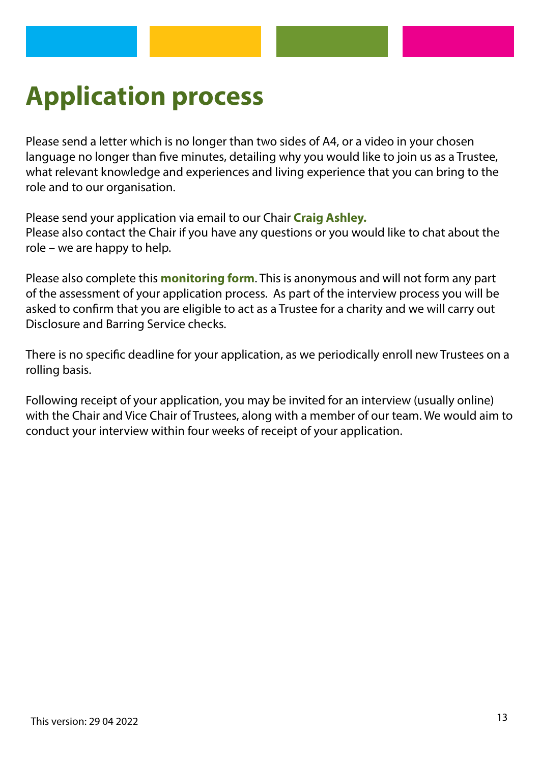# Application process

Please send a letter which is no longer than two sides of A4, or a video in your chosen language no longer than five minutes, detailing why you would like to join us as a Trustee, what relevant knowledge and experiences and living experience that you can bring to the role and to our organisation.

Please send your application via email to our Chair **Craig Ashley.**
Please also contact the Chair if you have any questions or you would like to chat about the role – we are happy to help.

Please also complete this **monitoring form**. This is anonymous and will not form any part of the assessment of your application process. As part of the interview process you will be asked to confirm that you are eligible to act as a Trustee for a charity and we will carry out Disclosure and Barring Service checks.

There is no specific deadline for your application, as we periodically enroll new Trustees on a rolling basis.

Following receipt of your application, you may be invited for an interview (usually online) with the Chair and Vice Chair of Trustees, along with a member of our team. We would aim to conduct your interview within four weeks of receipt of your application.

This version: 29 04 2022